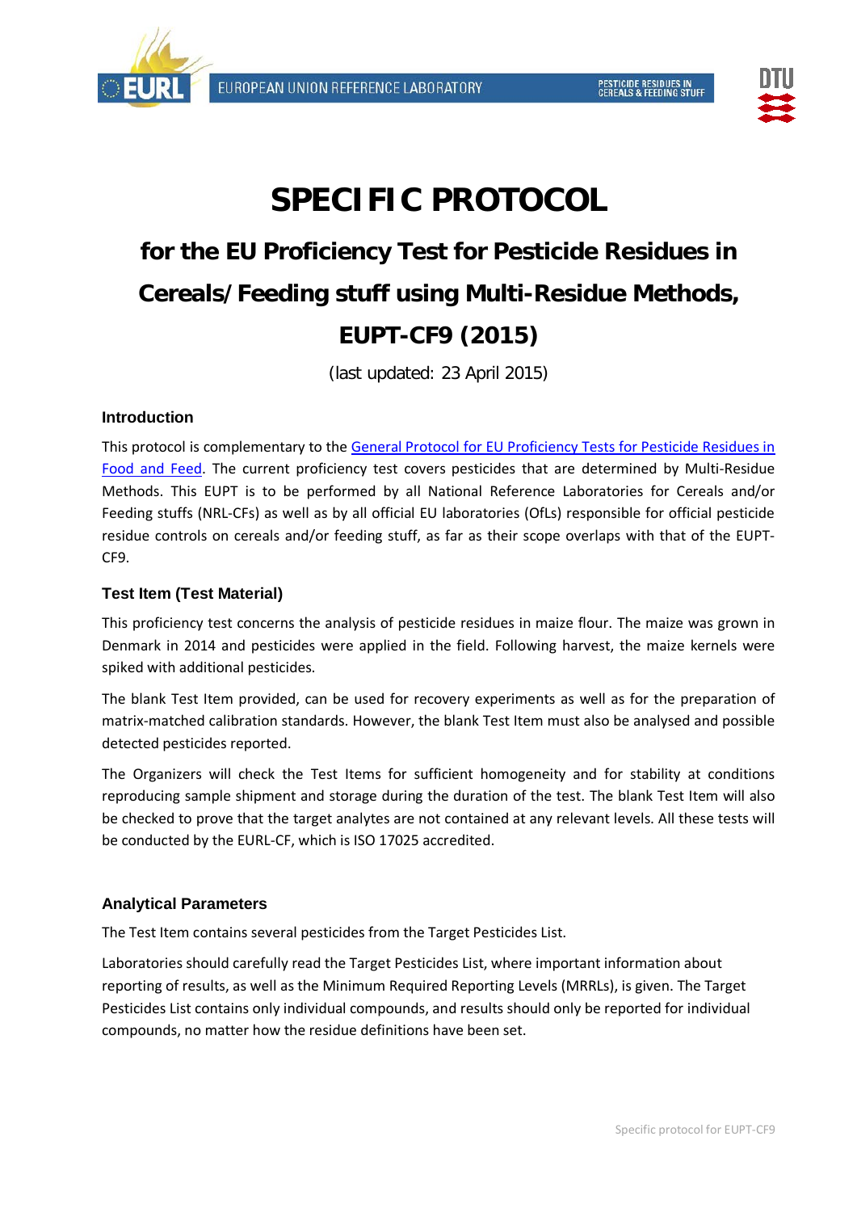# SPECIFIC PROTOCOL

## for the EU Proficiency Test for Pesticide Residues in Cereals/Feeding stuff using Multi-Residue Methods, EUPT-CF9 (2015)

(last updated: 23 April 2015)

### Introduction

This protocol is complementary to the General Protocol for EU Proficiency Tests for Pesticide Residues in Food and Feed. The current proficiency test covers pesticides that are determined by Multi-Residue Methods. This EUPT is to be performed by all National Reference Laboratories for Cereals and/or Feeding stuffs (NRL-CFs) as well as by all official EU laboratories (OfLs) responsible for official pesticide residue controls on cereals and/or feeding stuff, as far as their scope overlaps with that of the EUPT-CF9.

### Test Item (Test Material)

This proficiency test concerns the analysis of pesticide residues in maize flour. The maize was grown in Denmark in 2014 and pesticides were applied in the field. Following harvest, the maize kernels were spiked with additional pesticides.

The blank Test Item provided, can be used for recovery experiments as well as for the preparation of matrix-matched calibration standards. However, the blank Test Item must also be analysed and possible detected pesticides reported.

The Organizers will check the Test Items for sufficient homogeneity and for stability at conditions reproducing sample shipment and storage during the duration of the test. The blank Test Item will also be checked to prove that the target analytes are not contained at any relevant levels. All these tests will be conducted by the EURL-CF, which is ISO 17025 accredited.

### Analytical Parameters

The Test Item contains several pesticides from the Target Pesticides List.

Laboratories should carefully read the Target Pesticides List, where important information about reporting of results, as well as the Minimum Required Reporting Levels (MRRLs), is given. The Target Pesticides List contains only individual compounds, and results should only be reported for individual compounds, no matter how the residue definitions have been set.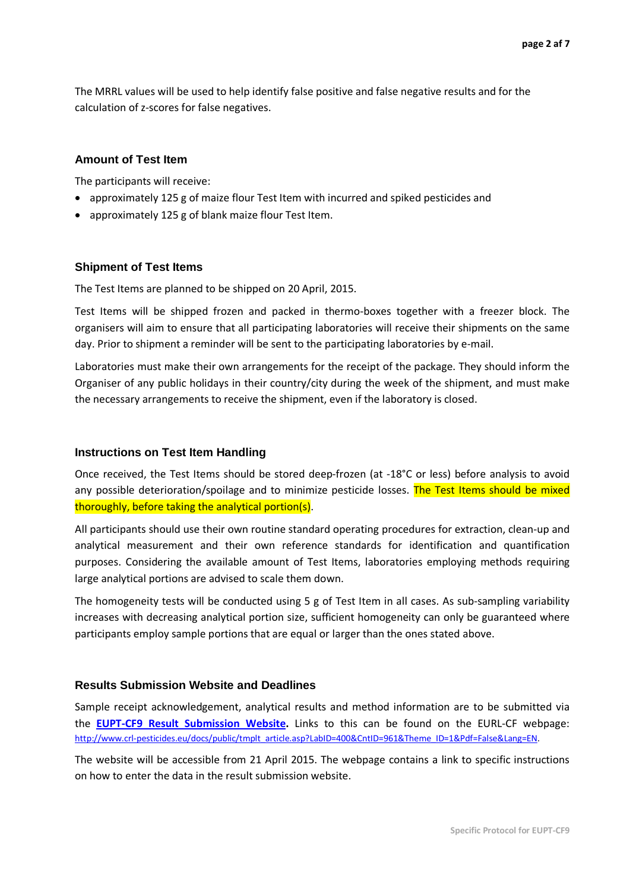The MRRL values will be used to help identify false positive and false negative results and for the calculation of z-scores for false negatives.

### Amount of Test Item

The participants will receive:

- approximately 125 g of maize flour Test Item with incurred and spiked pesticides and
- approximately 125 g of blank maize flour Test Item.

### Shipment of Test Items

The Test Items are planned to be shipped on 20 April, 2015.

Test Items will be shipped frozen and packed in thermo-boxes together with a freezer block. The organisers will aim to ensure that all participating laboratories will receive their shipments on the same day. Prior to shipment a reminder will be sent to the participating laboratories by e-mail.

Laboratories must make their own arrangements for the receipt of the package. They should inform the Organiser of any public holidays in their country/city during the week of the shipment, and must make the necessary arrangements to receive the shipment, even if the laboratory is closed.

### Instructions on Test Item Handling

Once received, the Test Items should be stored deep-frozen (at -18°C or less) before analysis to avoid any possible deterioration/spoilage and to minimize pesticide losses. The Test Items should be mixed thoroughly, before taking the analytical portion(s).

All participants should use their own routine standard operating procedures for extraction, clean-up and analytical measurement and their own reference standards for identification and quantification purposes. Considering the available amount of Test Items, laboratories employing methods requiring large analytical portions are advised to scale them down.

The homogeneity tests will be conducted using 5 g of Test Item in all cases. As sub-sampling variability increases with decreasing analytical portion size, sufficient homogeneity can only be guaranteed where participants employ sample portions that are equal or larger than the ones stated above.

### Results Submission Website and Deadlines

Sample receipt acknowledgement, analytical results and method information are to be submitted via the **EUPT-CF9 Result Submission Website.** Links to this can be found on the EURL-CF webpage: http://www.crl-pesticides.eu/docs/public/tmplt_article.asp?LabID=400&CntID=961&Theme_ID=1&Pdf=False&Lang=EN.

The website will be accessible from 21 April 2015. The webpage contains a link to specific instructions on how to enter the data in the result submission website.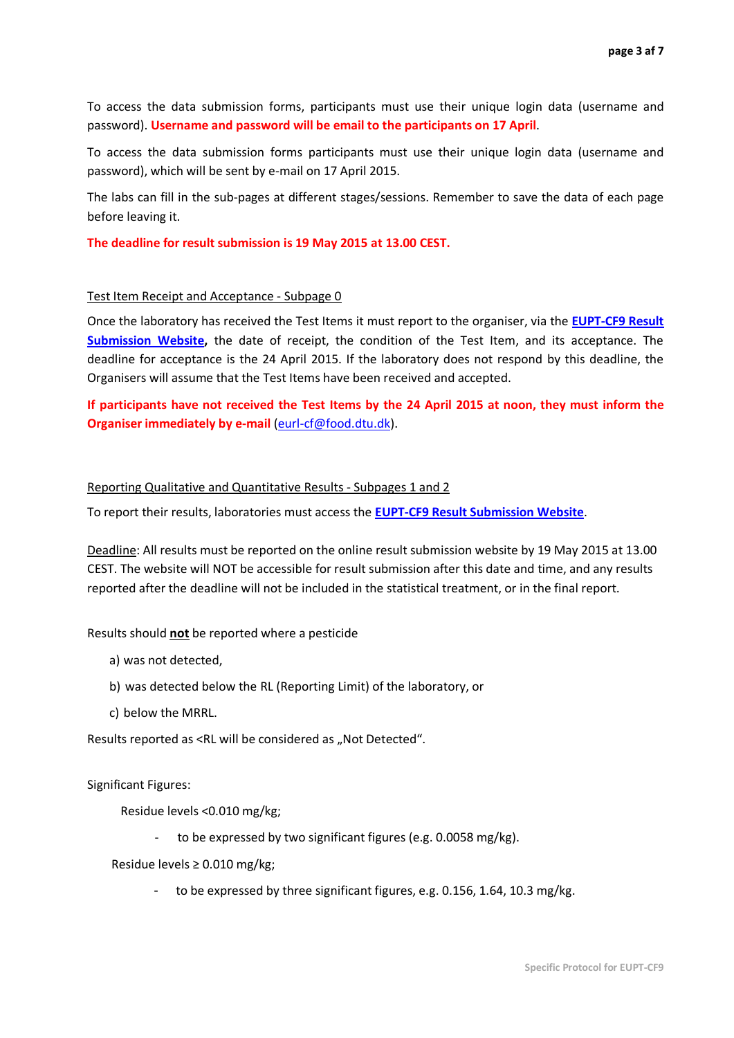To access the data submission forms, participants must use their unique login data (username and password). **Username and password will be email to the participants on 17 April**.

To access the data submission forms participants must use their unique login data (username and password), which will be sent by e-mail on 17 April 2015.

The labs can fill in the sub-pages at different stages/sessions. Remember to save the data of each page before leaving it.

**The deadline for result submission is 19 May 2015 at 13.00 CEST.**

Test Item Receipt and Acceptance - Subpage 0

Once the laboratory has received the Test Items it must report to the organiser, via the **EUPT-CF9 Result Submission Website**, the date of receipt, the condition of the Test Item, and its acceptance. The deadline for acceptance is the 24 April 2015. If the laboratory does not respond by this deadline, the Organisers will assume that the Test Items have been received and accepted.

**If participants have not received the Test Items by the 24 April 2015 at noon, they must inform the Organiser immediately by e-mail** (eurl-cf@food.dtu.dk).

Reporting Qualitative and Quantitative Results - Subpages 1 and 2

To report their results, laboratories must access the **EUPT-CF9 Result Submission Website**.

Deadline: All results must be reported on the online result submission website by 19 May 2015 at 13.00 CEST. The website will NOT be accessible for result submission after this date and time, and any results reported after the deadline will not be included in the statistical treatment, or in the final report.

Results should **not** be reported where a pesticide

a) was not detected,

b) was detected below the RL (Reporting Limit) of the laboratory, or

c) below the MRRL.

Results reported as <RL will be considered as „Not Detected".

Significant Figures:

Residue levels <0.010 mg/kg;

- to be expressed by two significant figures (e.g. 0.0058 mg/kg).

Residue levels ≥ 0.010 mg/kg;

- to be expressed by three significant figures, e.g. 0.156, 1.64, 10.3 mg/kg.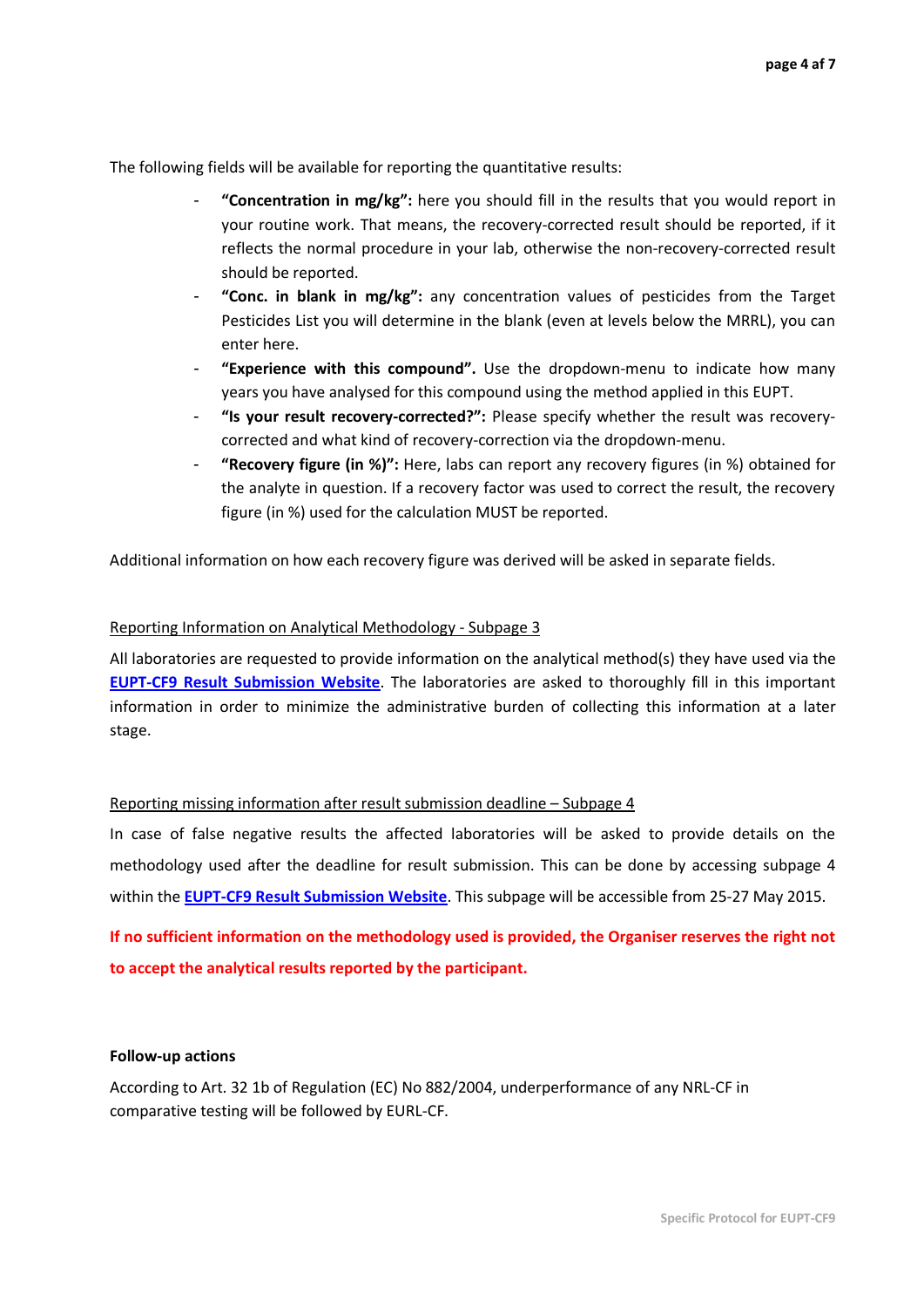The following fields will be available for reporting the quantitative results:

- **"Concentration in mg/kg":** here you should fill in the results that you would report in your routine work. That means, the recovery-corrected result should be reported, if it reflects the normal procedure in your lab, otherwise the non-recovery-corrected result should be reported.
- **"Conc. in blank in mg/kg":** any concentration values of pesticides from the Target Pesticides List you will determine in the blank (even at levels below the MRRL), you can enter here.
- **"Experience with this compound".** Use the dropdown-menu to indicate how many years you have analysed for this compound using the method applied in this EUPT.
- **"Is your result recovery-corrected?":** Please specify whether the result was recovery-corrected and what kind of recovery-correction via the dropdown-menu.
- **"Recovery figure (in %)":** Here, labs can report any recovery figures (in %) obtained for the analyte in question. If a recovery factor was used to correct the result, the recovery figure (in %) used for the calculation MUST be reported.

Additional information on how each recovery figure was derived will be asked in separate fields.

Reporting Information on Analytical Methodology - Subpage 3

All laboratories are requested to provide information on the analytical method(s) they have used via the **EUPT-CF9 Result Submission Website**. The laboratories are asked to thoroughly fill in this important information in order to minimize the administrative burden of collecting this information at a later stage.

Reporting missing information after result submission deadline – Subpage 4

In case of false negative results the affected laboratories will be asked to provide details on the methodology used after the deadline for result submission. This can be done by accessing subpage 4 within the **EUPT-CF9 Result Submission Website**. This subpage will be accessible from 25-27 May 2015.

**If no sufficient information on the methodology used is provided, the Organiser reserves the right not to accept the analytical results reported by the participant.**

**Follow-up actions**

According to Art. 32 1b of Regulation (EC) No 882/2004, underperformance of any NRL-CF in comparative testing will be followed by EURL-CF.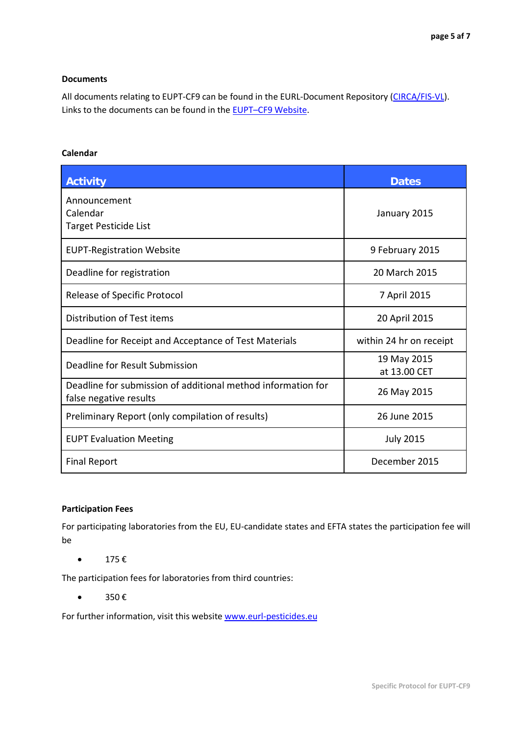**Documents**

All documents relating to EUPT-CF9 can be found in the EURL-Document Repository (CIRCA/FIS-VL). Links to the documents can be found in the EUPT–CF9 Website.

**Calendar**

| Activity | Dates |
|---|---|
| Announcement<br>Calendar<br>Target Pesticide List | January 2015 |
| EUPT-Registration Website | 9 February 2015 |
| Deadline for registration | 20 March 2015 |
| Release of Specific Protocol | 7 April 2015 |
| Distribution of Test items | 20 April 2015 |
| Deadline for Receipt and Acceptance of Test Materials | within 24 hr on receipt |
| Deadline for Result Submission | 19 May 2015<br>at 13.00 CET |
| Deadline for submission of additional method information for false negative results | 26 May 2015 |
| Preliminary Report (only compilation of results) | 26 June 2015 |
| EUPT Evaluation Meeting | July 2015 |
| Final Report | December 2015 |

**Participation Fees**

For participating laboratories from the EU, EU-candidate states and EFTA states the participation fee will be

- 175 €

The participation fees for laboratories from third countries:

- 350 €

For further information, visit this website www.eurl-pesticides.eu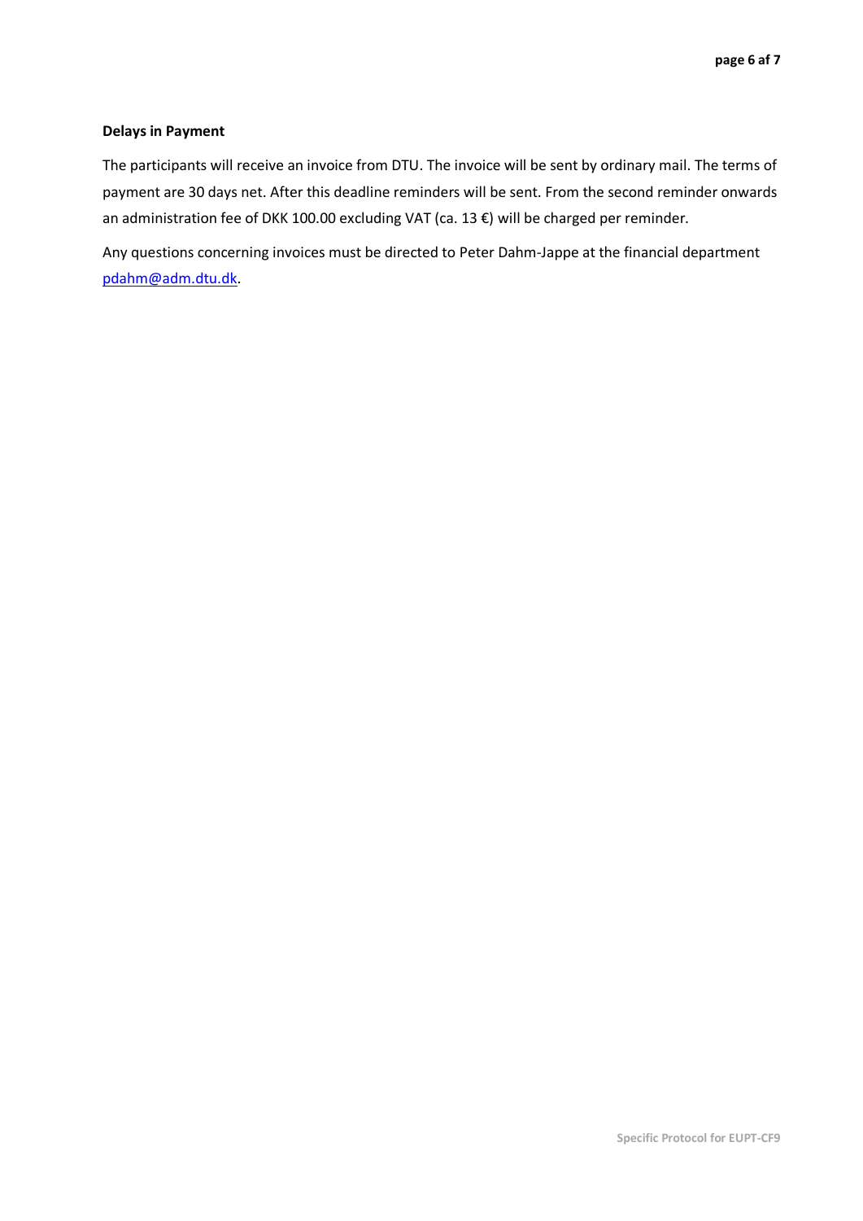**Delays in Payment**

The participants will receive an invoice from DTU. The invoice will be sent by ordinary mail. The terms of payment are 30 days net. After this deadline reminders will be sent. From the second reminder onwards an administration fee of DKK 100.00 excluding VAT (ca. 13 €) will be charged per reminder.

Any questions concerning invoices must be directed to Peter Dahm-Jappe at the financial department pdahm@adm.dtu.dk.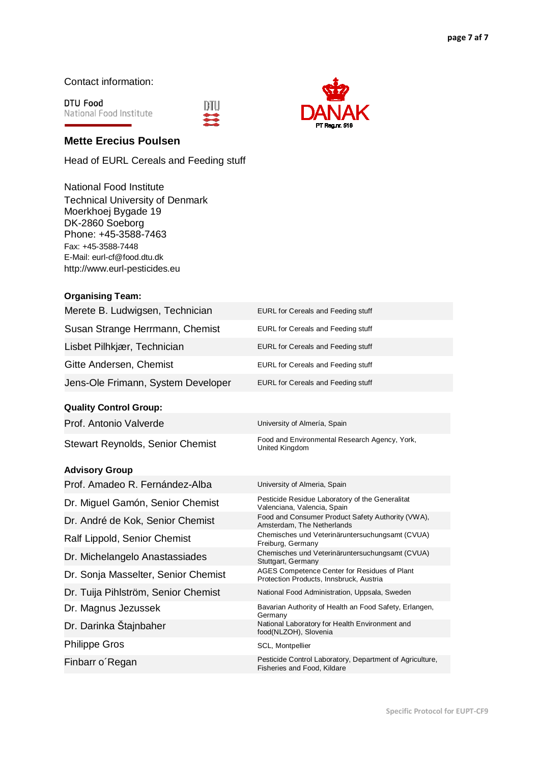Contact information:

DTU Food
National Food Institute

DANAK
PT Reg.nr. 516

**Mette Erecius Poulsen**

Head of EURL Cereals and Feeding stuff

National Food Institute
Technical University of Denmark
Moerkhoej Bygade 19
DK-2860 Soeborg
Phone: +45-3588-7463
Fax: +45-3588-7448
E-Mail: eurl-cf@food.dtu.dk
http://www.eurl-pesticides.eu

**Organising Team:**

| | |
|---|---|
| Merete B. Ludwigsen, Technician | EURL for Cereals and Feeding stuff |
| Susan Strange Herrmann, Chemist | EURL for Cereals and Feeding stuff |
| Lisbet Pilhkjær, Technician | EURL for Cereals and Feeding stuff |
| Gitte Andersen, Chemist | EURL for Cereals and Feeding stuff |
| Jens-Ole Frimann, System Developer | EURL for Cereals and Feeding stuff |

**Quality Control Group:**

| | |
|---|---|
| Prof. Antonio Valverde | University of Almería, Spain |
| Stewart Reynolds, Senior Chemist | Food and Environmental Research Agency, York, United Kingdom |

**Advisory Group**

| | |
|---|---|
| Prof. Amadeo R. Fernández-Alba | University of Almeria, Spain |
| Dr. Miguel Gamón, Senior Chemist | Pesticide Residue Laboratory of the Generalitat Valenciana, Valencia, Spain |
| Dr. André de Kok, Senior Chemist | Food and Consumer Product Safety Authority (VWA), Amsterdam, The Netherlands |
| Ralf Lippold, Senior Chemist | Chemisches und Veterinäruntersuchungsamt (CVUA) Freiburg, Germany |
| Dr. Michelangelo Anastassiades | Chemisches und Veterinäruntersuchungsamt (CVUA) Stuttgart, Germany |
| Dr. Sonja Masselter, Senior Chemist | AGES Competence Center for Residues of Plant Protection Products, Innsbruck, Austria |
| Dr. Tuija Pihlström, Senior Chemist | National Food Administration, Uppsala, Sweden |
| Dr. Magnus Jezussek | Bavarian Authority of Health an Food Safety, Erlangen, Germany |
| Dr. Darinka Štajnbaher | National Laboratory for Health Environment and food(NLZOH), Slovenia |
| Philippe Gros | SCL, Montpellier |
| Finbarr o´Regan | Pesticide Control Laboratory, Department of Agriculture, Fisheries and Food, Kildare |